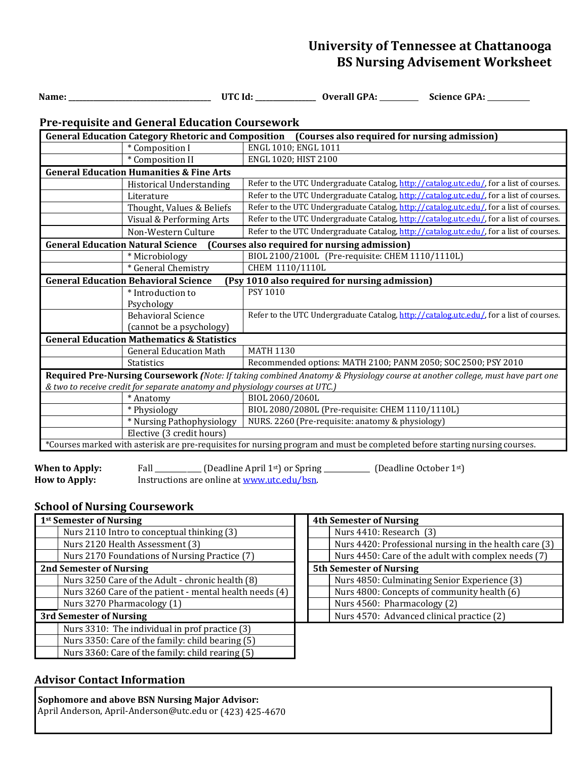# University of Tennessee at Chattanooga
# BS Nursing Advisement Worksheet

**Name:** ___________________________________ **UTC Id:** _______________ **Overall GPA:** __________ **Science GPA:** ___________

## Pre-requisite and General Education Coursework

| | | |
|---|---|---|
| **General Education Category Rhetoric and Composition (Courses also required for nursing admission)** | | |
| | * Composition I | ENGL 1010; ENGL 1011 |
| | * Composition II | ENGL 1020; HIST 2100 |
| **General Education Humanities & Fine Arts** | | |
| | Historical Understanding | Refer to the UTC Undergraduate Catalog, http://catalog.utc.edu/, for a list of courses. |
| | Literature | Refer to the UTC Undergraduate Catalog, http://catalog.utc.edu/, for a list of courses. |
| | Thought, Values & Beliefs | Refer to the UTC Undergraduate Catalog, http://catalog.utc.edu/, for a list of courses. |
| | Visual & Performing Arts | Refer to the UTC Undergraduate Catalog, http://catalog.utc.edu/, for a list of courses. |
| | Non-Western Culture | Refer to the UTC Undergraduate Catalog, http://catalog.utc.edu/, for a list of courses. |
| **General Education Natural Science (Courses also required for nursing admission)** | | |
| | * Microbiology | BIOL 2100/2100L (Pre-requisite: CHEM 1110/1110L) |
| | * General Chemistry | CHEM 1110/1110L |
| **General Education Behavioral Science (Psy 1010 also required for nursing admission)** | | |
| | * Introduction to Psychology | PSY 1010 |
| | Behavioral Science (cannot be a psychology) | Refer to the UTC Undergraduate Catalog, http://catalog.utc.edu/, for a list of courses. |
| **General Education Mathematics & Statistics** | | |
| | General Education Math | MATH 1130 |
| | Statistics | Recommended options: MATH 2100; PANM 2050; SOC 2500; PSY 2010 |
| **Required Pre-Nursing Coursework** *(Note: If taking combined Anatomy & Physiology course at another college, must have part one & two to receive credit for separate anatomy and physiology courses at UTC.)* | | |
| | * Anatomy | BIOL 2060/2060L |
| | * Physiology | BIOL 2080/2080L (Pre-requisite: CHEM 1110/1110L) |
| | * Nursing Pathophysiology | NURS. 2260 (Pre-requisite: anatomy & physiology) |
| | Elective (3 credit hours) | |

*Courses marked with asterisk are pre-requisites for nursing program and must be completed before starting nursing courses.

**When to Apply:** Fall ___________ (Deadline April 1st) or Spring ___________ (Deadline October 1st)
**How to Apply:** Instructions are online at www.utc.edu/bsn.

## School of Nursing Coursework

| | |
|---|---|
| **1st Semester of Nursing** | |
| | Nurs 2110 Intro to conceptual thinking (3) |
| | Nurs 2120 Health Assessment (3) |
| | Nurs 2170 Foundations of Nursing Practice (7) |
| **2nd Semester of Nursing** | |
| | Nurs 3250 Care of the Adult - chronic health (8) |
| | Nurs 3260 Care of the patient - mental health needs (4) |
| | Nurs 3270 Pharmacology (1) |
| **3rd Semester of Nursing** | |
| | Nurs 3310: The individual in prof practice (3) |
| | Nurs 3350: Care of the family: child bearing (5) |
| | Nurs 3360: Care of the family: child rearing (5) |

| | |
|---|---|
| **4th Semester of Nursing** | |
| | Nurs 4410: Research (3) |
| | Nurs 4420: Professional nursing in the health care (3) |
| | Nurs 4450: Care of the adult with complex needs (7) |
| **5th Semester of Nursing** | |
| | Nurs 4850: Culminating Senior Experience (3) |
| | Nurs 4800: Concepts of community health (6) |
| | Nurs 4560: Pharmacology (2) |
| | Nurs 4570: Advanced clinical practice (2) |

## Advisor Contact Information

**Sophomore and above BSN Nursing Major Advisor:**
April Anderson, April-Anderson@utc.edu or (423) 425-4670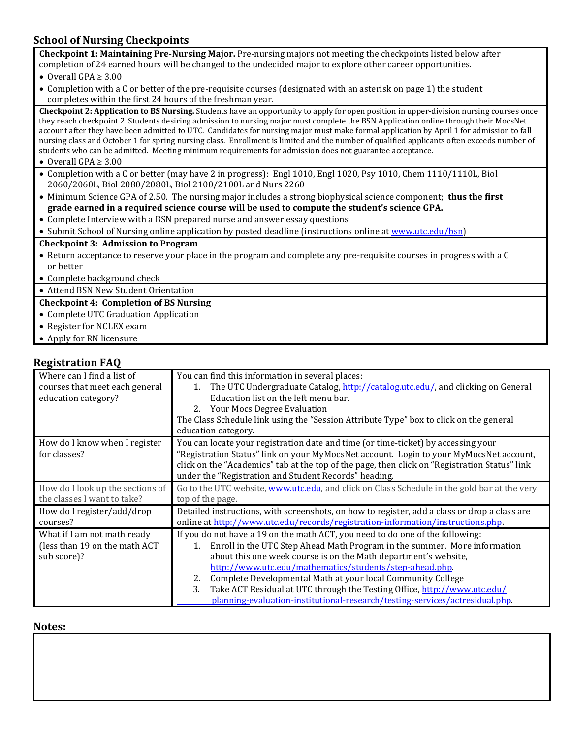## School of Nursing Checkpoints

| | |
|---|---|
| **Checkpoint 1: Maintaining Pre-Nursing Major.** Pre-nursing majors not meeting the checkpoints listed below after completion of 24 earned hours will be changed to the undecided major to explore other career opportunities. | |
| • Overall GPA ≥ 3.00 | |
| • Completion with a C or better of the pre-requisite courses (designated with an asterisk on page 1) the student completes within the first 24 hours of the freshman year. | |
| **Checkpoint 2: Application to BS Nursing.** Students have an opportunity to apply for open position in upper-division nursing courses once they reach checkpoint 2. Students desiring admission to nursing major must complete the BSN Application online through their MocsNet account after they have been admitted to UTC. Candidates for nursing major must make formal application by April 1 for admission to fall nursing class and October 1 for spring nursing class. Enrollment is limited and the number of qualified applicants often exceeds number of students who can be admitted. Meeting minimum requirements for admission does not guarantee acceptance. | |
| • Overall GPA ≥ 3.00 | |
| • Completion with a C or better (may have 2 in progress): Engl 1010, Engl 1020, Psy 1010, Chem 1110/1110L, Biol 2060/2060L, Biol 2080/2080L, Biol 2100/2100L and Nurs 2260 | |
| • Minimum Science GPA of 2.50. The nursing major includes a strong biophysical science component; **thus the first grade earned in a required science course will be used to compute the student's science GPA.** | |
| • Complete Interview with a BSN prepared nurse and answer essay questions | |
| • Submit School of Nursing online application by posted deadline (instructions online at www.utc.edu/bsn) | |
| **Checkpoint 3: Admission to Program** | |
| • Return acceptance to reserve your place in the program and complete any pre-requisite courses in progress with a C or better | |
| • Complete background check | |
| • Attend BSN New Student Orientation | |
| **Checkpoint 4: Completion of BS Nursing** | |
| • Complete UTC Graduation Application | |
| • Register for NCLEX exam | |
| • Apply for RN licensure | |

## Registration FAQ

| | |
|---|---|
| Where can I find a list of courses that meet each general education category? | You can find this information in several places:<br>1. The UTC Undergraduate Catalog, http://catalog.utc.edu/, and clicking on General Education list on the left menu bar.<br>2. Your Mocs Degree Evaluation<br>The Class Schedule link using the "Session Attribute Type" box to click on the general education category. |
| How do I know when I register for classes? | You can locate your registration date and time (or time-ticket) by accessing your "Registration Status" link on your MyMocsNet account. Login to your MyMocsNet account, click on the "Academics" tab at the top of the page, then click on "Registration Status" link under the "Registration and Student Records" heading. |
| How do I look up the sections of the classes I want to take? | Go to the UTC website, www.utc.edu, and click on Class Schedule in the gold bar at the very top of the page. |
| How do I register/add/drop courses? | Detailed instructions, with screenshots, on how to register, add a class or drop a class are online at http://www.utc.edu/records/registration-information/instructions.php. |
| What if I am not math ready (less than 19 on the math ACT sub score)? | If you do not have a 19 on the math ACT, you need to do one of the following:<br>1. Enroll in the UTC Step Ahead Math Program in the summer. More information about this one week course is on the Math department's website, http://www.utc.edu/mathematics/students/step-ahead.php.<br>2. Complete Developmental Math at your local Community College<br>3. Take ACT Residual at UTC through the Testing Office, http://www.utc.edu/planning-evaluation-institutional-research/testing-services/actresidual.php. |

## Notes: